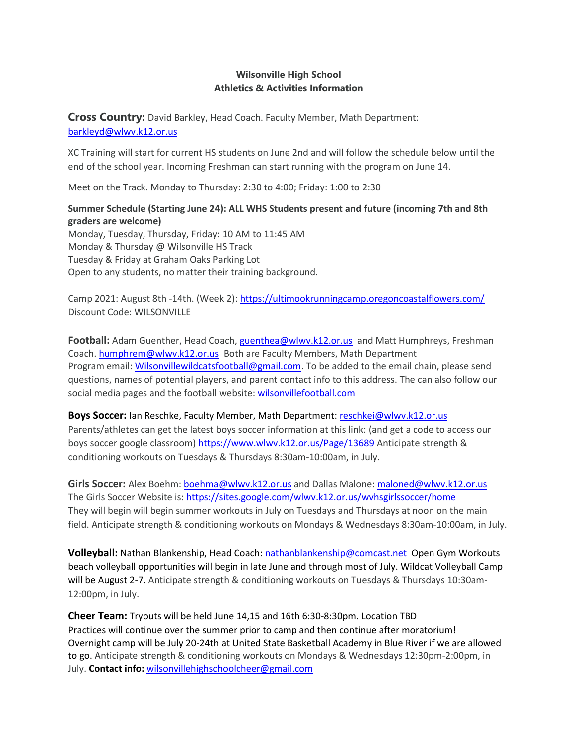**Wilsonville High School**
**Athletics & Activities Information**

**Cross Country:** David Barkley, Head Coach. Faculty Member, Math Department: barkleyd@wlwv.k12.or.us

XC Training will start for current HS students on June 2nd and will follow the schedule below until the end of the school year. Incoming Freshman can start running with the program on June 14.

Meet on the Track. Monday to Thursday: 2:30 to 4:00; Friday: 1:00 to 2:30

**Summer Schedule (Starting June 24): ALL WHS Students present and future (incoming 7th and 8th graders are welcome)**
Monday, Tuesday, Thursday, Friday: 10 AM to 11:45 AM
Monday & Thursday @ Wilsonville HS Track
Tuesday & Friday at Graham Oaks Parking Lot
Open to any students, no matter their training background.

Camp 2021: August 8th -14th. (Week 2): https://ultimookrunningcamp.oregoncoastalflowers.com/
Discount Code: WILSONVILLE

**Football:** Adam Guenther, Head Coach, guenthea@wlwv.k12.or.us and Matt Humphreys, Freshman Coach. humphrem@wlwv.k12.or.us Both are Faculty Members, Math Department
Program email: Wilsonvillewildcatsfootball@gmail.com. To be added to the email chain, please send questions, names of potential players, and parent contact info to this address. The can also follow our social media pages and the football website: wilsonvillefootball.com

**Boys Soccer:** Ian Reschke, Faculty Member, Math Department: reschkei@wlwv.k12.or.us
Parents/athletes can get the latest boys soccer information at this link: (and get a code to access our boys soccer google classroom) https://www.wlwv.k12.or.us/Page/13689 Anticipate strength & conditioning workouts on Tuesdays & Thursdays 8:30am-10:00am, in July.

**Girls Soccer:** Alex Boehm: boehma@wlwv.k12.or.us and Dallas Malone: maloned@wlwv.k12.or.us
The Girls Soccer Website is: https://sites.google.com/wlwv.k12.or.us/wvhsgirlssoccer/home
They will begin will begin summer workouts in July on Tuesdays and Thursdays at noon on the main field. Anticipate strength & conditioning workouts on Mondays & Wednesdays 8:30am-10:00am, in July.

**Volleyball:** Nathan Blankenship, Head Coach: nathanblankenship@comcast.net Open Gym Workouts beach volleyball opportunities will begin in late June and through most of July. Wildcat Volleyball Camp will be August 2-7. Anticipate strength & conditioning workouts on Tuesdays & Thursdays 10:30am-12:00pm, in July.

**Cheer Team:** Tryouts will be held June 14,15 and 16th 6:30-8:30pm. Location TBD
Practices will continue over the summer prior to camp and then continue after moratorium! Overnight camp will be July 20-24th at United State Basketball Academy in Blue River if we are allowed to go. Anticipate strength & conditioning workouts on Mondays & Wednesdays 12:30pm-2:00pm, in July. **Contact info:** wilsonvillehighschoolcheer@gmail.com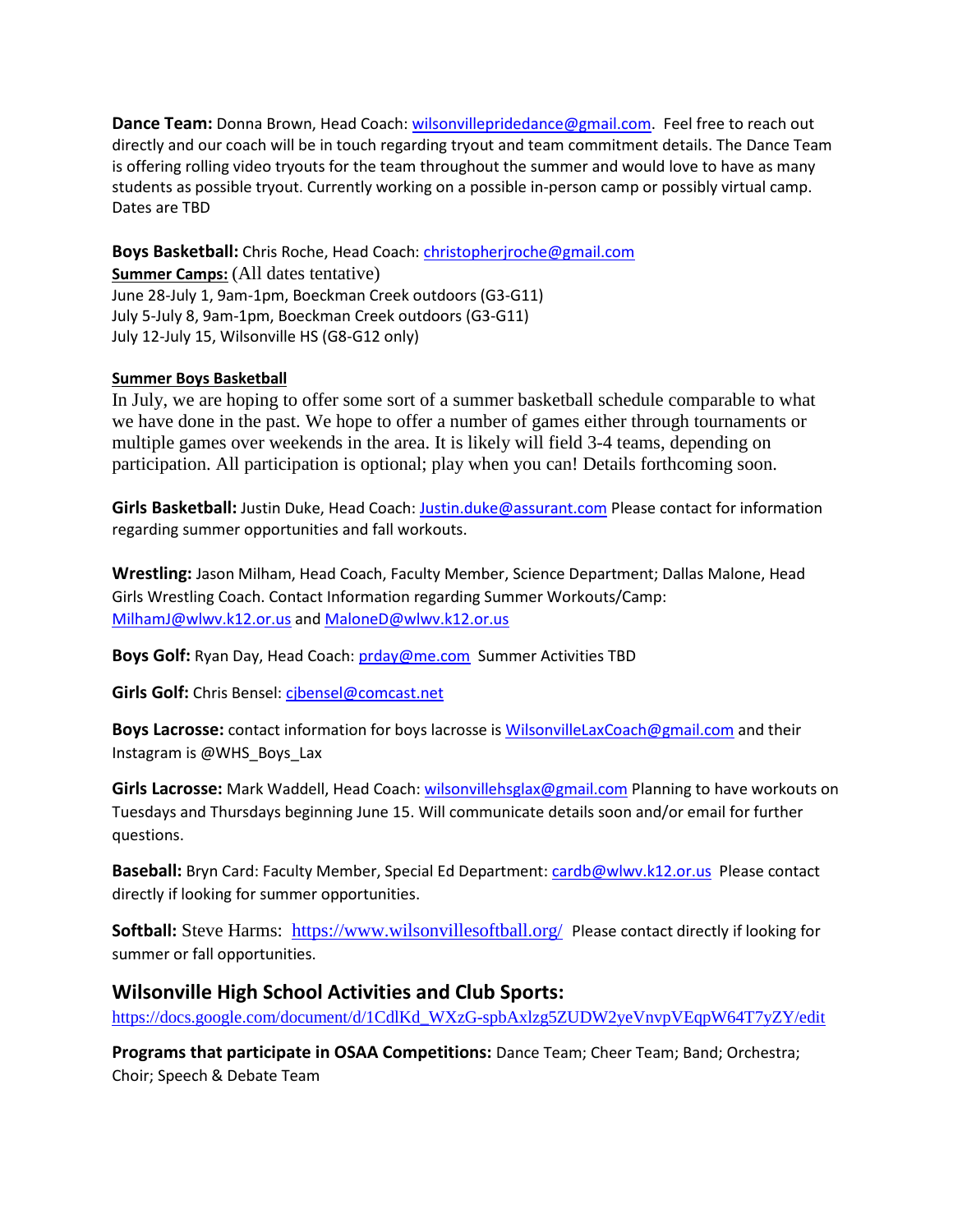**Dance Team:** Donna Brown, Head Coach: wilsonvillepridedance@gmail.com. Feel free to reach out directly and our coach will be in touch regarding tryout and team commitment details. The Dance Team is offering rolling video tryouts for the team throughout the summer and would love to have as many students as possible tryout. Currently working on a possible in-person camp or possibly virtual camp. Dates are TBD

**Boys Basketball:** Chris Roche, Head Coach: christopherjroche@gmail.com

**Summer Camps:** (All dates tentative)

June 28-July 1, 9am-1pm, Boeckman Creek outdoors (G3-G11)

July 5-July 8, 9am-1pm, Boeckman Creek outdoors (G3-G11)

July 12-July 15, Wilsonville HS (G8-G12 only)

**Summer Boys Basketball**

In July, we are hoping to offer some sort of a summer basketball schedule comparable to what we have done in the past. We hope to offer a number of games either through tournaments or multiple games over weekends in the area. It is likely will field 3-4 teams, depending on participation. All participation is optional; play when you can! Details forthcoming soon.

**Girls Basketball:** Justin Duke, Head Coach: Justin.duke@assurant.com Please contact for information regarding summer opportunities and fall workouts.

**Wrestling:** Jason Milham, Head Coach, Faculty Member, Science Department; Dallas Malone, Head Girls Wrestling Coach. Contact Information regarding Summer Workouts/Camp: MilhamJ@wlwv.k12.or.us and MaloneD@wlwv.k12.or.us

**Boys Golf:** Ryan Day, Head Coach: prday@me.com Summer Activities TBD

**Girls Golf:** Chris Bensel: cjbensel@comcast.net

**Boys Lacrosse:** contact information for boys lacrosse is WilsonvilleLaxCoach@gmail.com and their Instagram is @WHS_Boys_Lax

**Girls Lacrosse:** Mark Waddell, Head Coach: wilsonvillehsglax@gmail.com Planning to have workouts on Tuesdays and Thursdays beginning June 15. Will communicate details soon and/or email for further questions.

**Baseball:** Bryn Card: Faculty Member, Special Ed Department: cardb@wlwv.k12.or.us Please contact directly if looking for summer opportunities.

**Softball:** Steve Harms: https://www.wilsonvillesoftball.org/ Please contact directly if looking for summer or fall opportunities.

## Wilsonville High School Activities and Club Sports:

https://docs.google.com/document/d/1CdlKd_WXzG-spbAxlzg5ZUDW2yeVnvpVEqpW64T7yZY/edit

**Programs that participate in OSAA Competitions:** Dance Team; Cheer Team; Band; Orchestra; Choir; Speech & Debate Team